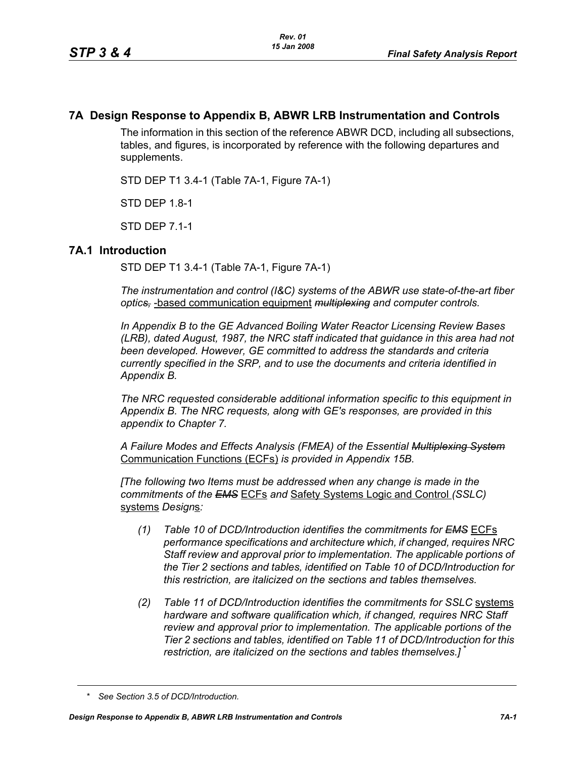# 7A Design Response to Appendix B, ABWR LRB Instrumentation and Controls

The information in this section of the reference ABWR DCD, including all subsections, tables, and figures, is incorporated by reference with the following departures and supplements.

STD DEP T1 3.4-1 (Table 7A-1, Figure 7A-1)

STD DEP 1.8-1

STD DEP 7.1-1

## 7A.1 Introduction

STD DEP T1 3.4-1 (Table 7A-1, Figure 7A-1)

*The instrumentation and control (I&C) systems of the ABWR use state-of-the-art fiber optic~~s,~~* -based communication equipment ~~*multiplexing*~~ *and computer controls.*

*In Appendix B to the GE Advanced Boiling Water Reactor Licensing Review Bases (LRB), dated August, 1987, the NRC staff indicated that guidance in this area had not been developed. However, GE committed to address the standards and criteria currently specified in the SRP, and to use the documents and criteria identified in Appendix B.*

*The NRC requested considerable additional information specific to this equipment in Appendix B. The NRC requests, along with GE's responses, are provided in this appendix to Chapter 7.*

*A Failure Modes and Effects Analysis (FMEA) of the Essential* ~~*Multiplexing System*~~ Communication Functions (ECFs) *is provided in Appendix 15B.*

*[The following two Items must be addressed when any change is made in the commitments of the* ~~*EMS*~~ ECFs *and* Safety Systems Logic and Control *(SSLC)* systems *Design*s*:*

*(1) Table 10 of DCD/Introduction identifies the commitments for* ~~*EMS*~~ ECFs *performance specifications and architecture which, if changed, requires NRC Staff review and approval prior to implementation. The applicable portions of the Tier 2 sections and tables, identified on Table 10 of DCD/Introduction for this restriction, are italicized on the sections and tables themselves.*

*(2) Table 11 of DCD/Introduction identifies the commitments for SSLC* systems *hardware and software qualification which, if changed, requires NRC Staff review and approval prior to implementation. The applicable portions of the Tier 2 sections and tables, identified on Table 11 of DCD/Introduction for this restriction, are italicized on the sections and tables themselves.]* *

\* *See Section 3.5 of DCD/Introduction.*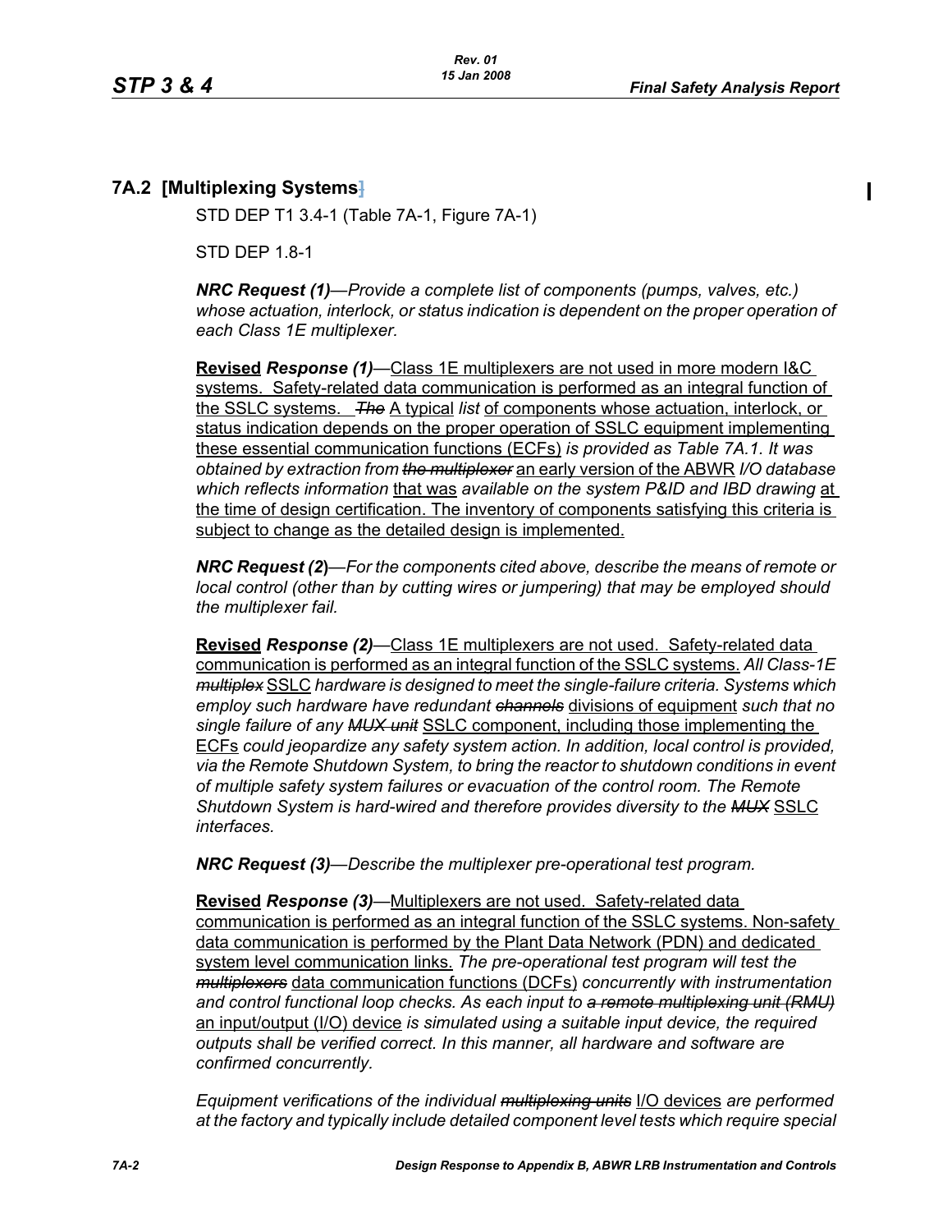## 7A.2 [Multiplexing Systems]

STD DEP T1 3.4-1 (Table 7A-1, Figure 7A-1)

STD DEP 1.8-1

***NRC Request (1)****—Provide a complete list of components (pumps, valves, etc.) whose actuation, interlock, or status indication is dependent on the proper operation of each Class 1E multiplexer.*

**Revised** ***Response (1)***—Class 1E multiplexers are not used in more modern I&C systems. Safety-related data communication is performed as an integral function of the SSLC systems. ~~*The*~~ A typical *list* of components whose actuation, interlock, or status indication depends on the proper operation of SSLC equipment implementing these essential communication functions (ECFs) *is provided as Table 7A.1. It was obtained by extraction from* ~~*the multiplexor*~~ an early version of the ABWR *I/O database which reflects information* that was *available on the system P&ID and IBD drawing* at the time of design certification. The inventory of components satisfying this criteria is subject to change as the detailed design is implemented.

***NRC Request (2)****—For the components cited above, describe the means of remote or local control (other than by cutting wires or jumpering) that may be employed should the multiplexer fail.*

**Revised** ***Response (2)***—Class 1E multiplexers are not used. Safety-related data communication is performed as an integral function of the SSLC systems. *All Class-1E* ~~*multiplex*~~ SSLC *hardware is designed to meet the single-failure criteria. Systems which employ such hardware have redundant* ~~*channels*~~ divisions of equipment *such that no single failure of any* ~~*MUX unit*~~ SSLC component, including those implementing the ECFs *could jeopardize any safety system action. In addition, local control is provided, via the Remote Shutdown System, to bring the reactor to shutdown conditions in event of multiple safety system failures or evacuation of the control room. The Remote Shutdown System is hard-wired and therefore provides diversity to the* ~~*MUX*~~ SSLC *interfaces.*

***NRC Request (3)****—Describe the multiplexer pre-operational test program.*

**Revised** ***Response (3)***—Multiplexers are not used. Safety-related data communication is performed as an integral function of the SSLC systems. Non-safety data communication is performed by the Plant Data Network (PDN) and dedicated system level communication links. *The pre-operational test program will test the* ~~*multiplexers*~~ data communication functions (DCFs) *concurrently with instrumentation and control functional loop checks. As each input to* ~~*a remote multiplexing unit (RMU)*~~ an input/output (I/O) device *is simulated using a suitable input device, the required outputs shall be verified correct. In this manner, all hardware and software are confirmed concurrently.*

*Equipment verifications of the individual* ~~*multiplexing units*~~ I/O devices *are performed at the factory and typically include detailed component level tests which require special*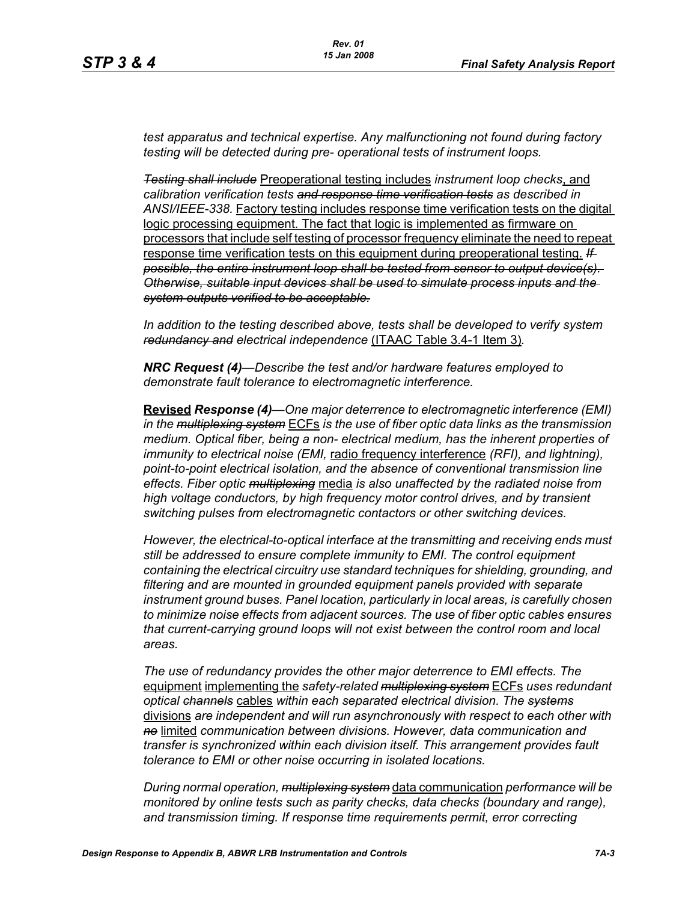*test apparatus and technical expertise. Any malfunctioning not found during factory testing will be detected during pre- operational tests of instrument loops.*

~~*Testing shall include*~~ <u>Preoperational testing includes</u> *instrument loop checks*<u>, and</u> *calibration verification tests* ~~*and response time verification tests*~~ *as described in ANSI/IEEE-338.* <u>Factory testing includes response time verification tests on the digital logic processing equipment. The fact that logic is implemented as firmware on processors that include self testing of processor frequency eliminate the need to repeat response time verification tests on this equipment during preoperational testing.</u> ~~*If possible, the entire instrument loop shall be tested from sensor to output device(s). Otherwise, suitable input devices shall be used to simulate process inputs and the system outputs verified to be acceptable.*~~

*In addition to the testing described above, tests shall be developed to verify system* ~~*redundancy and*~~ *electrical independence* <u>(ITAAC Table 3.4-1 Item 3)</u>*.*

***NRC Request (4)****—Describe the test and/or hardware features employed to demonstrate fault tolerance to electromagnetic interference.*

<u>**Revised**</u> ***Response (4)****—One major deterrence to electromagnetic interference (EMI) in the* ~~*multiplexing system*~~ <u>ECFs</u> *is the use of fiber optic data links as the transmission medium. Optical fiber, being a non- electrical medium, has the inherent properties of immunity to electrical noise (EMI,* <u>radio frequency interference</u> *(RFI), and lightning), point-to-point electrical isolation, and the absence of conventional transmission line effects. Fiber optic* ~~*multiplexing*~~ <u>media</u> *is also unaffected by the radiated noise from high voltage conductors, by high frequency motor control drives, and by transient switching pulses from electromagnetic contactors or other switching devices.*

*However, the electrical-to-optical interface at the transmitting and receiving ends must still be addressed to ensure complete immunity to EMI. The control equipment containing the electrical circuitry use standard techniques for shielding, grounding, and filtering and are mounted in grounded equipment panels provided with separate instrument ground buses. Panel location, particularly in local areas, is carefully chosen to minimize noise effects from adjacent sources. The use of fiber optic cables ensures that current-carrying ground loops will not exist between the control room and local areas.*

*The use of redundancy provides the other major deterrence to EMI effects. The* <u>equipment</u> <u>implementing the</u> *safety-related* ~~*multiplexing system*~~ <u>ECFs</u> *uses redundant optical* ~~*channels*~~ <u>cables</u> *within each separated electrical division. The* ~~*systems*~~ <u>divisions</u> *are independent and will run asynchronously with respect to each other with* ~~*no*~~ <u>limited</u> *communication between divisions. However, data communication and transfer is synchronized within each division itself. This arrangement provides fault tolerance to EMI or other noise occurring in isolated locations.*

*During normal operation,* ~~*multiplexing system*~~ <u>data communication</u> *performance will be monitored by online tests such as parity checks, data checks (boundary and range), and transmission timing. If response time requirements permit, error correcting*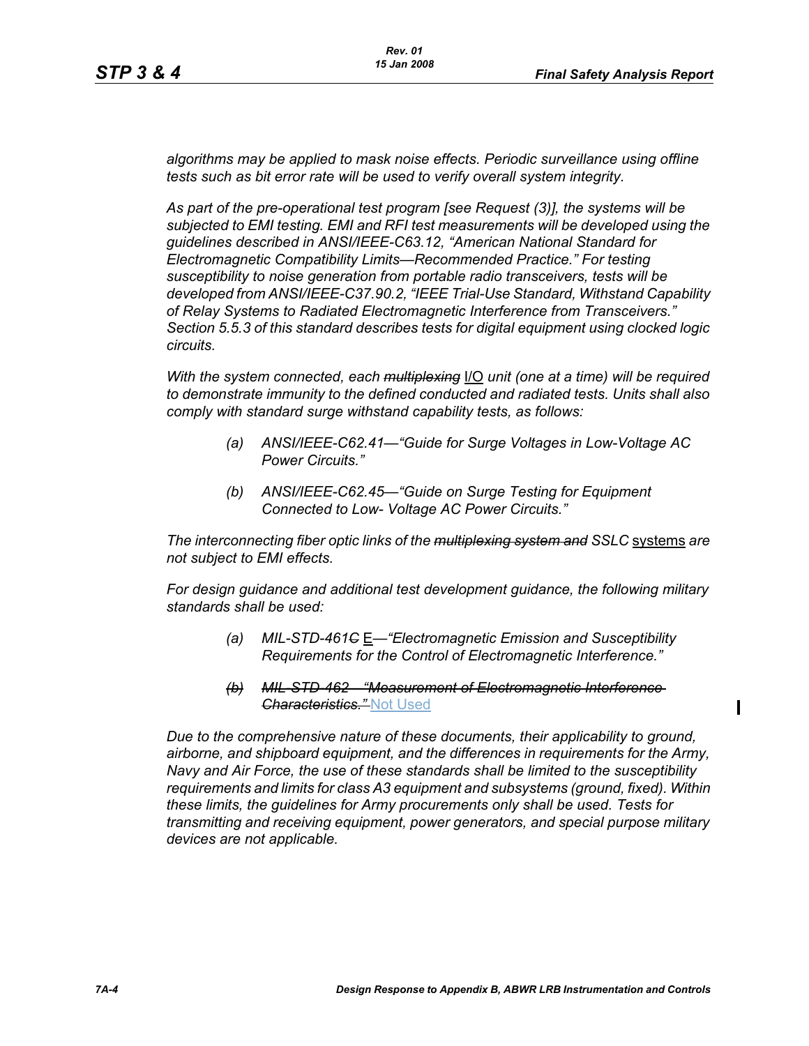*algorithms may be applied to mask noise effects. Periodic surveillance using offline tests such as bit error rate will be used to verify overall system integrity.*

*As part of the pre-operational test program [see Request (3)], the systems will be subjected to EMI testing. EMI and RFI test measurements will be developed using the guidelines described in ANSI/IEEE-C63.12, "American National Standard for Electromagnetic Compatibility Limits—Recommended Practice." For testing susceptibility to noise generation from portable radio transceivers, tests will be developed from ANSI/IEEE-C37.90.2, "IEEE Trial-Use Standard, Withstand Capability of Relay Systems to Radiated Electromagnetic Interference from Transceivers." Section 5.5.3 of this standard describes tests for digital equipment using clocked logic circuits.*

*With the system connected, each ~~multiplexing~~* I/O *unit (one at a time) will be required to demonstrate immunity to the defined conducted and radiated tests. Units shall also comply with standard surge withstand capability tests, as follows:*

> *(a) ANSI/IEEE-C62.41—"Guide for Surge Voltages in Low-Voltage AC Power Circuits."*
>
> *(b) ANSI/IEEE-C62.45—"Guide on Surge Testing for Equipment Connected to Low- Voltage AC Power Circuits."*

*The interconnecting fiber optic links of the ~~multiplexing system and~~ SSLC* systems *are not subject to EMI effects.*

*For design guidance and additional test development guidance, the following military standards shall be used:*

> *(a) MIL-STD-461~~C~~* E*—"Electromagnetic Emission and Susceptibility Requirements for the Control of Electromagnetic Interference."*
>
> *~~(b) MIL-STD-462—"Measurement of Electromagnetic Interference Characteristics."~~* Not Used

*Due to the comprehensive nature of these documents, their applicability to ground, airborne, and shipboard equipment, and the differences in requirements for the Army, Navy and Air Force, the use of these standards shall be limited to the susceptibility requirements and limits for class A3 equipment and subsystems (ground, fixed). Within these limits, the guidelines for Army procurements only shall be used. Tests for transmitting and receiving equipment, power generators, and special purpose military devices are not applicable.*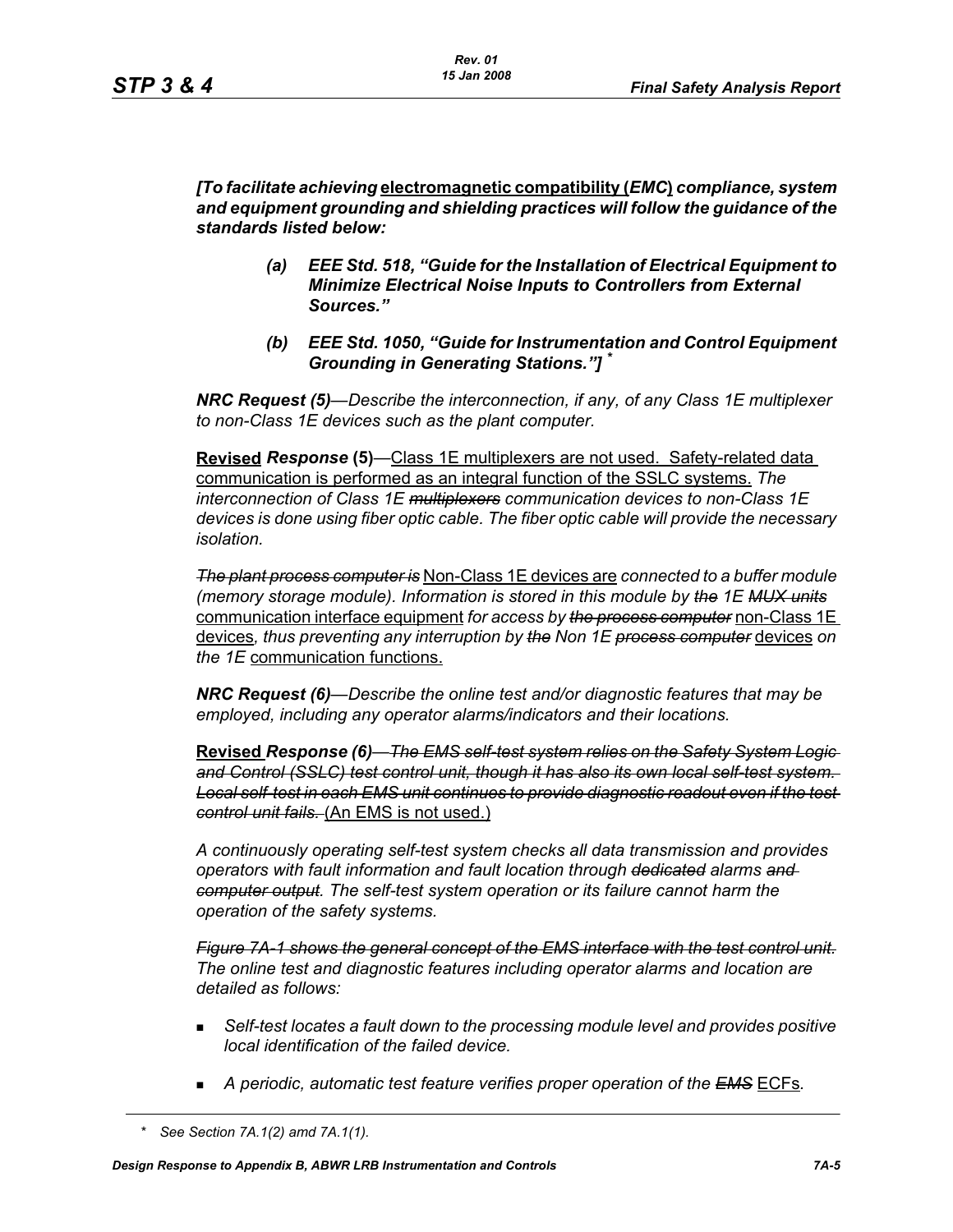*[To facilitate achieving* electromagnetic compatibility (*EMC*) *compliance, system and equipment grounding and shielding practices will follow the guidance of the standards listed below:*

> *(a) EEE Std. 518, "Guide for the Installation of Electrical Equipment to Minimize Electrical Noise Inputs to Controllers from External Sources."*
>
> *(b) EEE Std. 1050, "Guide for Instrumentation and Control Equipment Grounding in Generating Stations."]* *

***NRC Request (5)****—Describe the interconnection, if any, of any Class 1E multiplexer to non-Class 1E devices such as the plant computer.*

**Revised** ***Response*** **(5)**—Class 1E multiplexers are not used. Safety-related data communication is performed as an integral function of the SSLC systems. *The interconnection of Class 1E ~~multiplexors~~ communication devices to non-Class 1E devices is done using fiber optic cable. The fiber optic cable will provide the necessary isolation.*

*~~The plant process computer is~~* Non-Class 1E devices are *connected to a buffer module (memory storage module). Information is stored in this module by ~~the~~ 1E ~~MUX units~~* communication interface equipment *for access by ~~the process computer~~* non-Class 1E devices*, thus preventing any interruption by ~~the~~ Non 1E ~~process computer~~* devices *on the 1E* communication functions.

***NRC Request (6)****—Describe the online test and/or diagnostic features that may be employed, including any operator alarms/indicators and their locations.*

**Revised** ***Response (6)****~~—The EMS self-test system relies on the Safety System Logic and Control (SSLC) test control unit, though it has also its own local self-test system. Local self-test in each EMS unit continues to provide diagnostic readout even if the test control unit fails.~~* (An EMS is not used.)

*A continuously operating self-test system checks all data transmission and provides operators with fault information and fault location through ~~dedicated~~ alarms ~~and computer output~~. The self-test system operation or its failure cannot harm the operation of the safety systems.*

*~~Figure 7A-1 shows the general concept of the EMS interface with the test control unit.~~ The online test and diagnostic features including operator alarms and location are detailed as follows:*

- *Self-test locates a fault down to the processing module level and provides positive local identification of the failed device.*
- *A periodic, automatic test feature verifies proper operation of the ~~EMS~~* ECFs*.*

\* *See Section 7A.1(2) amd 7A.1(1).*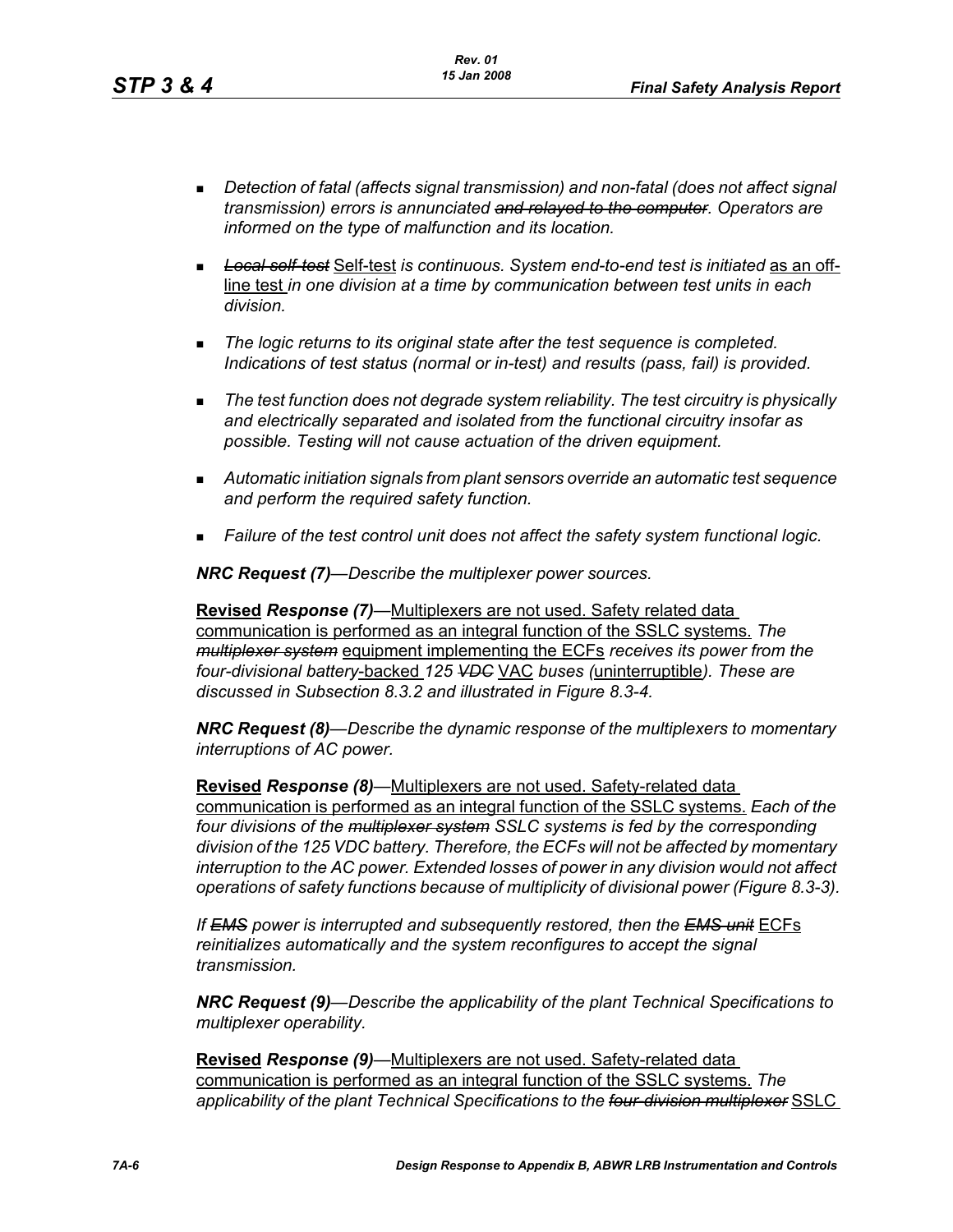- *Detection of fatal (affects signal transmission) and non-fatal (does not affect signal transmission) errors is annunciated ~~and relayed to the computer~~. Operators are informed on the type of malfunction and its location.*

- ~~*Local self-test*~~ <u>Self-test</u> *is continuous. System end-to-end test is initiated* <u>as an off-line test</u> *in one division at a time by communication between test units in each division.*

- *The logic returns to its original state after the test sequence is completed. Indications of test status (normal or in-test) and results (pass, fail) is provided.*

- *The test function does not degrade system reliability. The test circuitry is physically and electrically separated and isolated from the functional circuitry insofar as possible. Testing will not cause actuation of the driven equipment.*

- *Automatic initiation signals from plant sensors override an automatic test sequence and perform the required safety function.*

- *Failure of the test control unit does not affect the safety system functional logic.*

***NRC Request (7)****—Describe the multiplexer power sources.*

<u>**Revised**</u> ***Response (7)****—*<u>Multiplexers are not used. Safety related data communication is performed as an integral function of the SSLC systems.</u> *The* ~~*multiplexer system*~~ <u>equipment implementing the ECFs</u> *receives its power from the four-divisional battery*<u>-backed</u> *125* ~~*VDC*~~ <u>VAC</u> *buses (*<u>uninterruptible</u>*). These are discussed in Subsection 8.3.2 and illustrated in Figure 8.3-4.*

***NRC Request (8)****—Describe the dynamic response of the multiplexers to momentary interruptions of AC power.*

<u>**Revised**</u> ***Response (8)****—*<u>Multiplexers are not used. Safety-related data communication is performed as an integral function of the SSLC systems.</u> *Each of the four divisions of the* ~~*multiplexer system*~~ *SSLC systems is fed by the corresponding division of the 125 VDC battery. Therefore, the ECFs will not be affected by momentary interruption to the AC power. Extended losses of power in any division would not affect operations of safety functions because of multiplicity of divisional power (Figure 8.3-3).*

*If* ~~***EMS***~~ *power is interrupted and subsequently restored, then the* ~~***EMS unit***~~ <u>ECFs</u> *reinitializes automatically and the system reconfigures to accept the signal transmission.*

***NRC Request (9)****—Describe the applicability of the plant Technical Specifications to multiplexer operability.*

<u>**Revised**</u> ***Response (9)****—*<u>Multiplexers are not used. Safety-related data communication is performed as an integral function of the SSLC systems.</u> *The applicability of the plant Technical Specifications to the* ~~*four-division multiplexer*~~ <u>SSLC</u>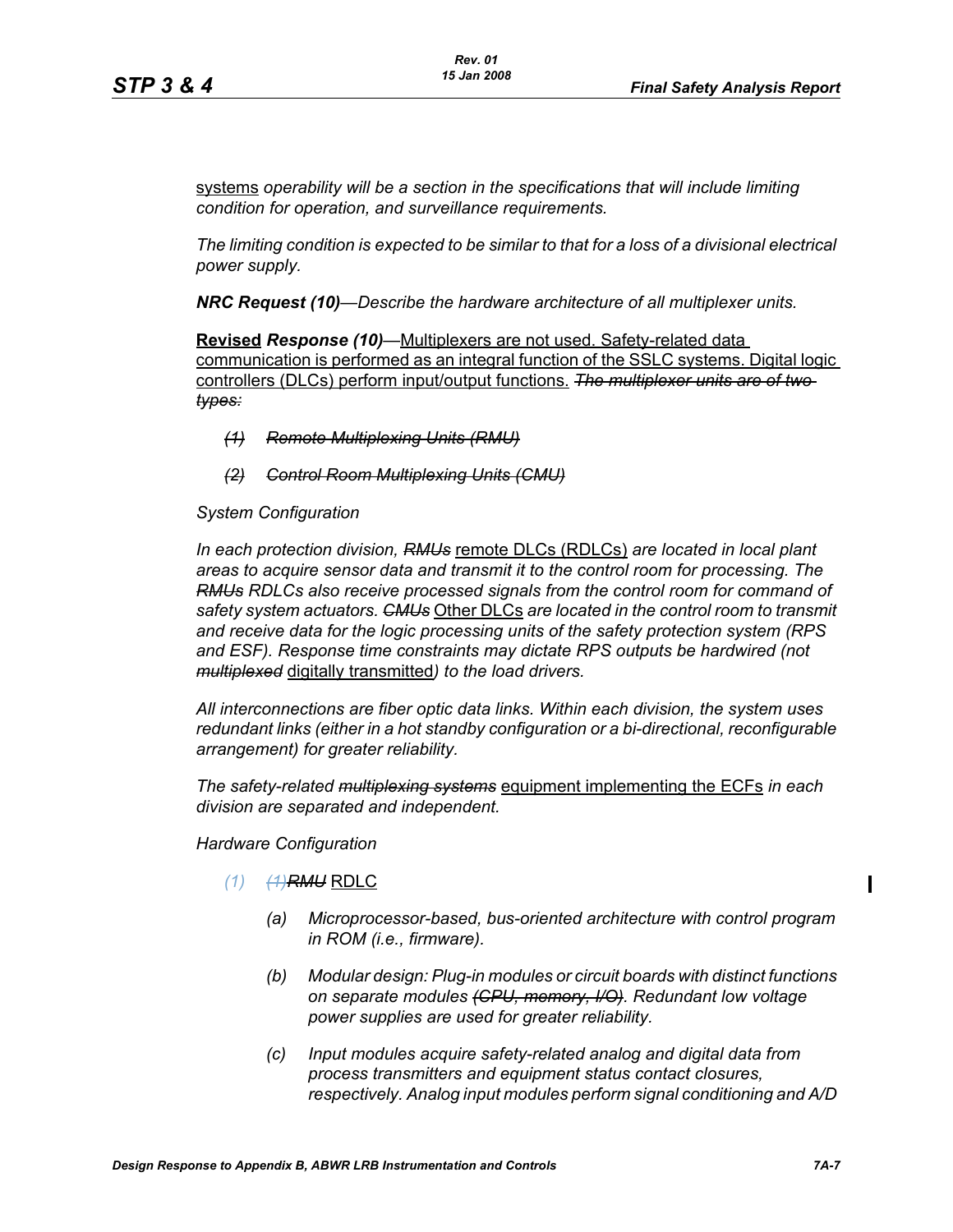systems *operability will be a section in the specifications that will include limiting condition for operation, and surveillance requirements.*

*The limiting condition is expected to be similar to that for a loss of a divisional electrical power supply.*

***NRC Request (10)****—Describe the hardware architecture of all multiplexer units.*

**Revised** ***Response (10)****—*Multiplexers are not used. Safety-related data communication is performed as an integral function of the SSLC systems. Digital logic controllers (DLCs) perform input/output functions. ~~*The multiplexer units are of two types:*~~

- ~~*(1) Remote Multiplexing Units (RMU)*~~
- ~~*(2) Control Room Multiplexing Units (CMU)*~~

*System Configuration*

*In each protection division,* ~~*RMUs*~~ remote DLCs (RDLCs) *are located in local plant areas to acquire sensor data and transmit it to the control room for processing. The* ~~*RMUs*~~ *RDLCs also receive processed signals from the control room for command of safety system actuators.* ~~*CMUs*~~ Other DLCs *are located in the control room to transmit and receive data for the logic processing units of the safety protection system (RPS and ESF). Response time constraints may dictate RPS outputs be hardwired (not* ~~*multiplexed*~~ digitally transmitted*) to the load drivers.*

*All interconnections are fiber optic data links. Within each division, the system uses redundant links (either in a hot standby configuration or a bi-directional, reconfigurable arrangement) for greater reliability.*

*The safety-related* ~~*multiplexing systems*~~ equipment implementing the ECFs *in each division are separated and independent.*

*Hardware Configuration*

(1) ~~*(1)RMU*~~ RDLC

- (a) *Microprocessor-based, bus-oriented architecture with control program in ROM (i.e., firmware).*
- (b) *Modular design: Plug-in modules or circuit boards with distinct functions on separate modules* ~~*(CPU, memory, I/O)*~~*. Redundant low voltage power supplies are used for greater reliability.*
- (c) *Input modules acquire safety-related analog and digital data from process transmitters and equipment status contact closures, respectively. Analog input modules perform signal conditioning and A/D*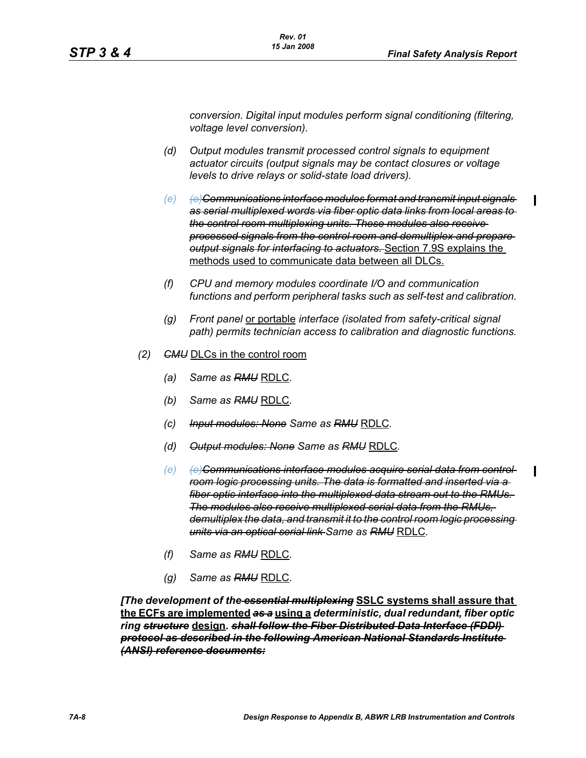*conversion. Digital input modules perform signal conditioning (filtering, voltage level conversion).*

*(d) Output modules transmit processed control signals to equipment actuator circuits (output signals may be contact closures or voltage levels to drive relays or solid-state load drivers).*

*(e) ~~(e)Communications interface modules format and transmit input signals as serial multiplexed words via fiber optic data links from local areas to the control room multiplexing units. These modules also receive processed signals from the control room and demultiplex and prepare output signals for interfacing to actuators.~~* Section 7.9S explains the methods used to communicate data between all DLCs.

*(f) CPU and memory modules coordinate I/O and communication functions and perform peripheral tasks such as self-test and calibration.*

*(g) Front panel* or portable *interface (isolated from safety-critical signal path) permits technician access to calibration and diagnostic functions.*

*(2) ~~CMU~~* DLCs in the control room

*(a) Same as ~~RMU~~* RDLC.

*(b) Same as ~~RMU~~* RDLC.

*(c) ~~Input modules: None~~ Same as ~~RMU~~* RDLC.

*(d) ~~Output modules: None~~ Same as ~~RMU~~* RDLC.

*(e) ~~(e)Communications interface modules acquire serial data from control room logic processing units. The data is formatted and inserted via a fiber optic interface into the multiplexed data stream out to the RMUs. The modules also receive multiplexed serial data from the RMUs, demultiplex the data, and transmit it to the control room logic processing units via an optical serial link~~ Same as ~~RMU~~* RDLC.

*(f) Same as ~~RMU~~* RDLC.

*(g) Same as ~~RMU~~* RDLC.

***[The development of the ~~essential multiplexing~~*** **SSLC systems shall assure that the ECFs are implemented** ***~~as a~~*** **using a** ***deterministic, dual redundant, fiber optic ring ~~structure~~*** **design.** ***~~shall follow the Fiber Distributed Data Interface (FDDI) protocol as described in the following American National Standards Institute (ANSI) reference documents:~~***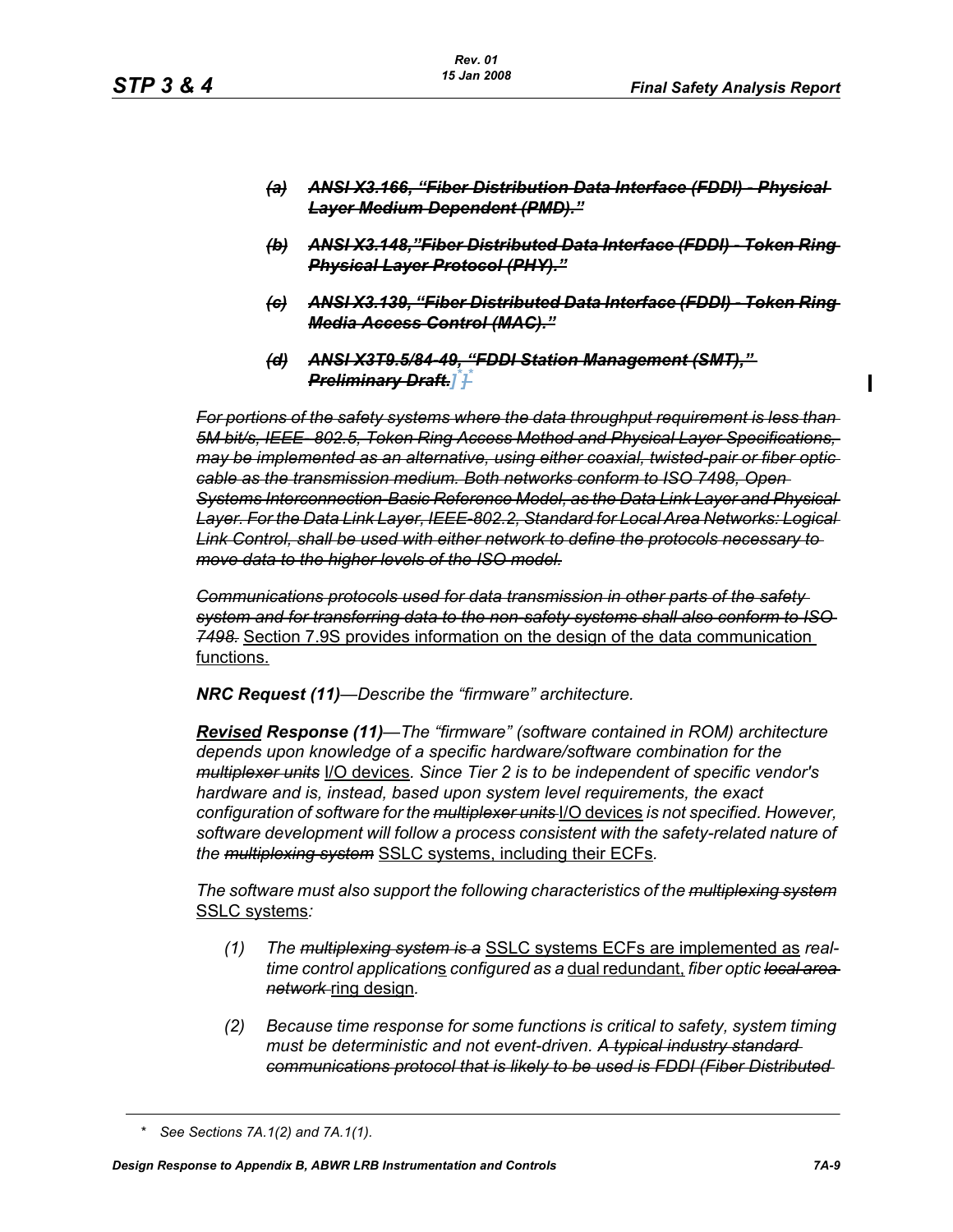*(a)* ~~*ANSI X3.166, "Fiber Distribution Data Interface (FDDI) - Physical Layer Medium Dependent (PMD)."*~~

*(b)* ~~*ANSI X3.148,"Fiber Distributed Data Interface (FDDI) - Token Ring Physical Layer Protocol (PHY)."*~~

*(c)* ~~*ANSI X3.139, "Fiber Distributed Data Interface (FDDI) - Token Ring Media Access Control (MAC)."*~~

*(d)* ~~*ANSI X3T9.5/84-49, "FDDI Station Management (SMT)," Preliminary Draft.*~~ ]* ]*

~~*For portions of the safety systems where the data throughput requirement is less than 5M bit/s, IEEE- 802.5, Token Ring Access Method and Physical Layer Specifications, may be implemented as an alternative, using either coaxial, twisted-pair or fiber optic cable as the transmission medium. Both networks conform to ISO 7498, Open Systems Interconnection-Basic Reference Model, as the Data Link Layer and Physical Layer. For the Data Link Layer, IEEE-802.2, Standard for Local Area Networks: Logical Link Control, shall be used with either network to define the protocols necessary to move data to the higher levels of the ISO model.*~~

~~*Communications protocols used for data transmission in other parts of the safety system and for transferring data to the non-safety systems shall also conform to ISO 7498.*~~ <u>Section 7.9S provides information on the design of the data communication functions.</u>

***NRC Request (11)****—Describe the "firmware" architecture.*

***<u>Revised</u> Response (11)****—The "firmware" (software contained in ROM) architecture depends upon knowledge of a specific hardware/software combination for the* ~~*multiplexer units*~~ <u>I/O devices</u>*. Since Tier 2 is to be independent of specific vendor's hardware and is, instead, based upon system level requirements, the exact configuration of software for the* ~~*multiplexer units*~~ <u>I/O devices</u> *is not specified. However, software development will follow a process consistent with the safety-related nature of the* ~~*multiplexing system*~~ <u>SSLC systems, including their ECFs</u>*.*

*The software must also support the following characteristics of the* ~~*multiplexing system*~~ <u>SSLC systems</u>*:*

*(1)* *The* ~~*multiplexing system is a*~~ <u>SSLC systems ECFs are implemented as</u> *real-time control application*<u>s</u> *configured as a* <u>dual redundant,</u> *fiber optic* ~~*local area network*~~ <u>ring design</u>*.*

*(2)* *Because time response for some functions is critical to safety, system timing must be deterministic and not event-driven.* ~~*A typical industry standard communications protocol that is likely to be used is FDDI (Fiber Distributed*~~

\* See Sections 7A.1(2) and 7A.1(1).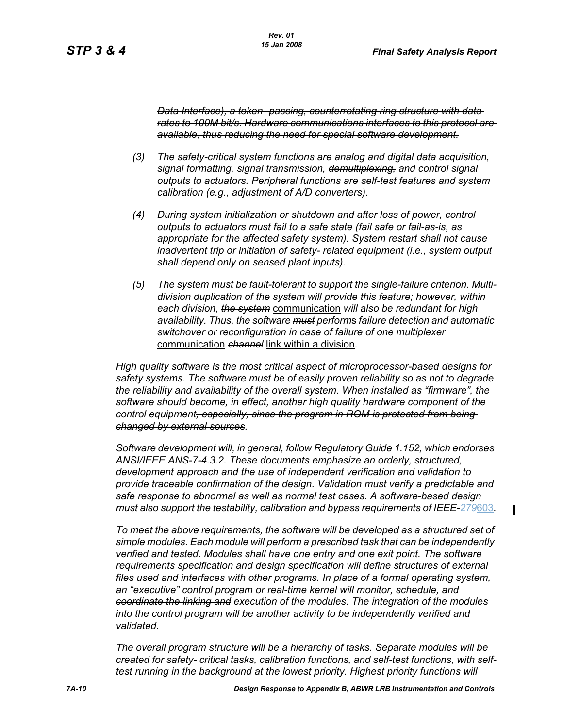*~~Data Interface), a token- passing, counterrotating ring structure with data rates to 100M bit/s. Hardware communications interfaces to this protocol are available, thus reducing the need for special software development.~~*

(3) *The safety-critical system functions are analog and digital data acquisition, signal formatting, signal transmission, ~~demultiplexing,~~ and control signal outputs to actuators. Peripheral functions are self-test features and system calibration (e.g., adjustment of A/D converters).*

(4) *During system initialization or shutdown and after loss of power, control outputs to actuators must fail to a safe state (fail safe or fail-as-is, as appropriate for the affected safety system). System restart shall not cause inadvertent trip or initiation of safety- related equipment (i.e., system output shall depend only on sensed plant inputs).*

(5) *The system must be fault-tolerant to support the single-failure criterion. Multi-division duplication of the system will provide this feature; however, within each division, ~~the system~~* <u>communication</u> *will also be redundant for high availability. Thus, the software ~~must~~ perform*<u>s</u> *failure detection and automatic switchover or reconfiguration in case of failure of one ~~multiplexer~~* <u>communication</u> *~~channel~~* <u>link within a division</u>*.*

*High quality software is the most critical aspect of microprocessor-based designs for safety systems. The software must be of easily proven reliability so as not to degrade the reliability and availability of the overall system. When installed as "firmware", the software should become, in effect, another high quality hardware component of the control equipment~~, especially, since the program in ROM is protected from being changed by external sources~~.*

*Software development will, in general, follow Regulatory Guide 1.152, which endorses ANSI/IEEE ANS-7-4.3.2. These documents emphasize an orderly, structured, development approach and the use of independent verification and validation to provide traceable confirmation of the design. Validation must verify a predictable and safe response to abnormal as well as normal test cases. A software-based design must also support the testability, calibration and bypass requirements of IEEE-~~279~~*<u>603</u>*.*

*To meet the above requirements, the software will be developed as a structured set of simple modules. Each module will perform a prescribed task that can be independently verified and tested. Modules shall have one entry and one exit point. The software requirements specification and design specification will define structures of external files used and interfaces with other programs. In place of a formal operating system, an "executive" control program or real-time kernel will monitor, schedule, and ~~coordinate the linking and~~ execution of the modules. The integration of the modules into the control program will be another activity to be independently verified and validated.*

*The overall program structure will be a hierarchy of tasks. Separate modules will be created for safety- critical tasks, calibration functions, and self-test functions, with self-test running in the background at the lowest priority. Highest priority functions will*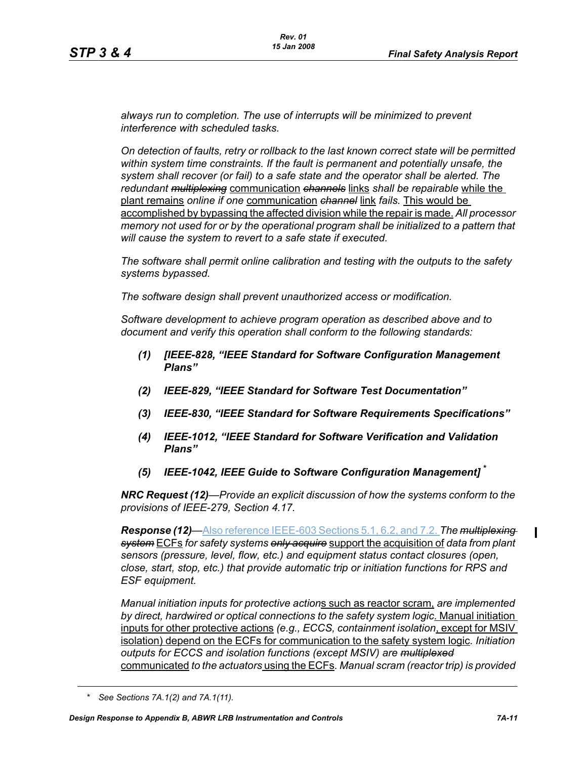*always run to completion. The use of interrupts will be minimized to prevent interference with scheduled tasks.*

*On detection of faults, retry or rollback to the last known correct state will be permitted within system time constraints. If the fault is permanent and potentially unsafe, the system shall recover (or fail) to a safe state and the operator shall be alerted. The redundant* ~~*multiplexing*~~ communication ~~*channels*~~ links *shall be repairable* while the plant remains *online if one* communication ~~*channel*~~ link *fails.* This would be accomplished by bypassing the affected division while the repair is made. *All processor memory not used for or by the operational program shall be initialized to a pattern that will cause the system to revert to a safe state if executed.*

*The software shall permit online calibration and testing with the outputs to the safety systems bypassed.*

*The software design shall prevent unauthorized access or modification.*

*Software development to achieve program operation as described above and to document and verify this operation shall conform to the following standards:*

- ***(1) [IEEE-828, "IEEE Standard for Software Configuration Management Plans"***
- ***(2) IEEE-829, "IEEE Standard for Software Test Documentation"***
- ***(3) IEEE-830, "IEEE Standard for Software Requirements Specifications"***
- ***(4) IEEE-1012, "IEEE Standard for Software Verification and Validation Plans"***
- ***(5) IEEE-1042, IEEE Guide to Software Configuration Management]*** *

***NRC Request (12)****—Provide an explicit discussion of how the systems conform to the provisions of IEEE-279, Section 4.17.*

***Response (12)****—*Also reference IEEE-603 Sections 5.1, 6.2, and 7.2. *The* ~~*multiplexing system*~~ ECFs *for safety systems* ~~*only acquire*~~ support the acquisition of *data from plant sensors (pressure, level, flow, etc.) and equipment status contact closures (open, close, start, stop, etc.) that provide automatic trip or initiation functions for RPS and ESF equipment.*

*Manual initiation inputs for protective action*s such as reactor scram, *are implemented by direct, hardwired or optical connections to the safety system logic*. Manual initiation inputs for other protective actions *(e.g., ECCS, containment isolation*, except for MSIV isolation) depend on the ECFs for communication to the safety system logic*. Initiation outputs for ECCS and isolation functions (except MSIV) are* ~~*multiplexed*~~ communicated *to the actuators* using the ECFs*. Manual scram (reactor trip) is provided*

\* *See Sections 7A.1(2) and 7A.1(11).*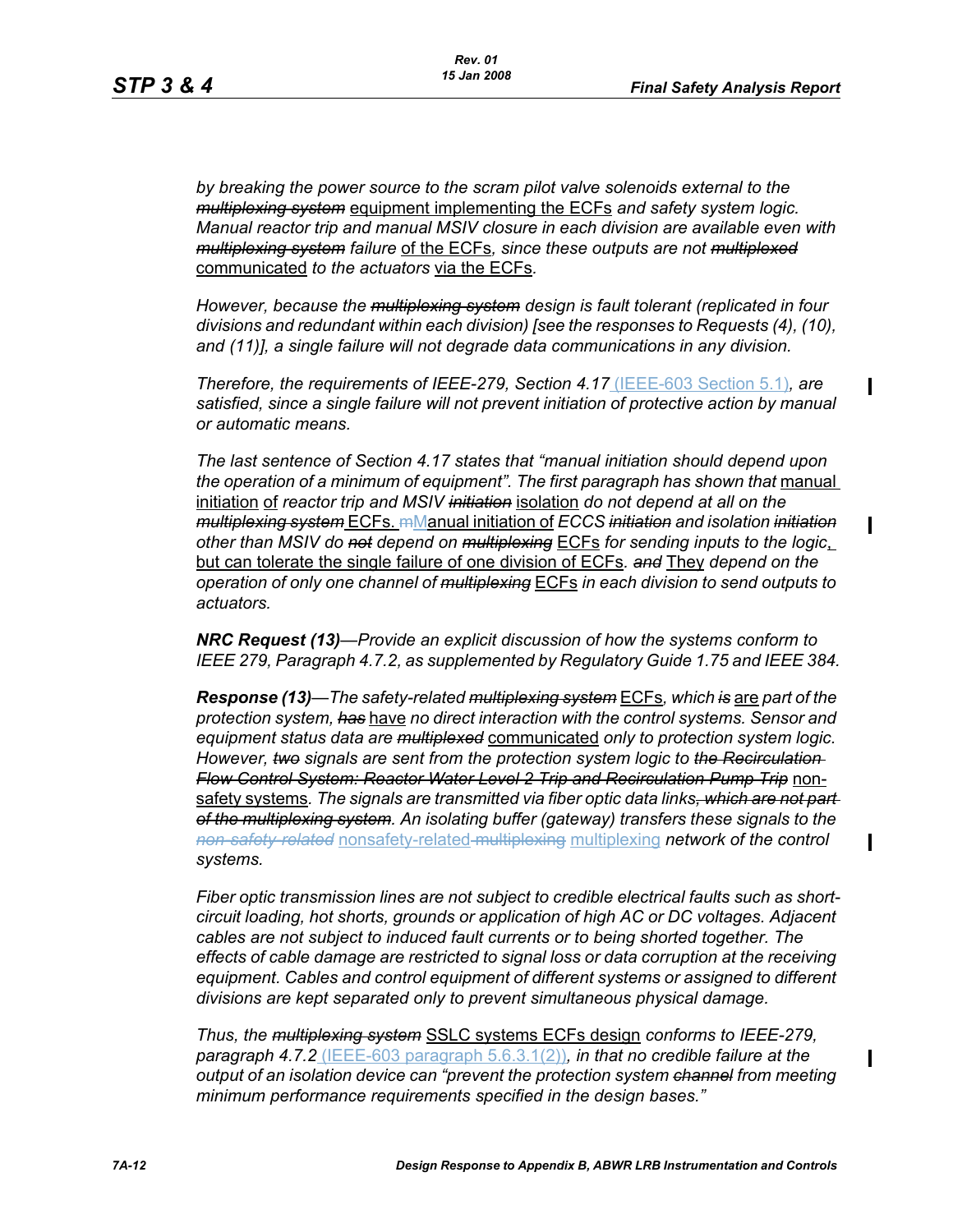*by breaking the power source to the scram pilot valve solenoids external to the ~~multiplexing system~~* equipment implementing the ECFs *and safety system logic. Manual reactor trip and manual MSIV closure in each division are available even with ~~multiplexing system~~ failure* of the ECFs*, since these outputs are not ~~multiplexed~~* communicated *to the actuators* via the ECFs*.*

*However, because the ~~multiplexing system~~ design is fault tolerant (replicated in four divisions and redundant within each division) [see the responses to Requests (4), (10), and (11)], a single failure will not degrade data communications in any division.*

*Therefore, the requirements of IEEE-279, Section 4.17* (IEEE-603 Section 5.1)*, are satisfied, since a single failure will not prevent initiation of protective action by manual or automatic means.*

*The last sentence of Section 4.17 states that "manual initiation should depend upon the operation of a minimum of equipment". The first paragraph has shown that* manual initiation of *reactor trip and MSIV ~~initiation~~* isolation *do not depend at all on the ~~multiplexing system~~* ECFs. ~~m~~Manual initiation of *ECCS ~~initiation~~ and isolation ~~initiation~~ other than MSIV do ~~not~~ depend on ~~multiplexing~~* ECFs *for sending inputs to the logic*, but can tolerate the single failure of one division of ECFs*. ~~and~~* They *depend on the operation of only one channel of ~~multiplexing~~* ECFs *in each division to send outputs to actuators.*

***NRC Request (13)****—Provide an explicit discussion of how the systems conform to IEEE 279, Paragraph 4.7.2, as supplemented by Regulatory Guide 1.75 and IEEE 384.*

***Response (13)****—The safety-related ~~multiplexing system~~* ECFs*, which ~~is~~* are *part of the protection system, ~~has~~* have *no direct interaction with the control systems. Sensor and equipment status data are ~~multiplexed~~* communicated *only to protection system logic. However, ~~two~~ signals are sent from the protection system logic to ~~the Recirculation Flow Control System: Reactor Water Level 2 Trip and Recirculation Pump Trip~~* non-safety systems*. The signals are transmitted via fiber optic data links~~, which are not part of the multiplexing system~~. An isolating buffer (gateway) transfers these signals to the ~~non-safety-related~~* nonsafety-related ~~multiplexing~~ multiplexing *network of the control systems.*

*Fiber optic transmission lines are not subject to credible electrical faults such as short-circuit loading, hot shorts, grounds or application of high AC or DC voltages. Adjacent cables are not subject to induced fault currents or to being shorted together. The effects of cable damage are restricted to signal loss or data corruption at the receiving equipment. Cables and control equipment of different systems or assigned to different divisions are kept separated only to prevent simultaneous physical damage.*

*Thus, the ~~multiplexing system~~* SSLC systems ECFs design *conforms to IEEE-279, paragraph 4.7.2* (IEEE-603 paragraph 5.6.3.1(2))*, in that no credible failure at the output of an isolation device can "prevent the protection system ~~channel~~ from meeting minimum performance requirements specified in the design bases."*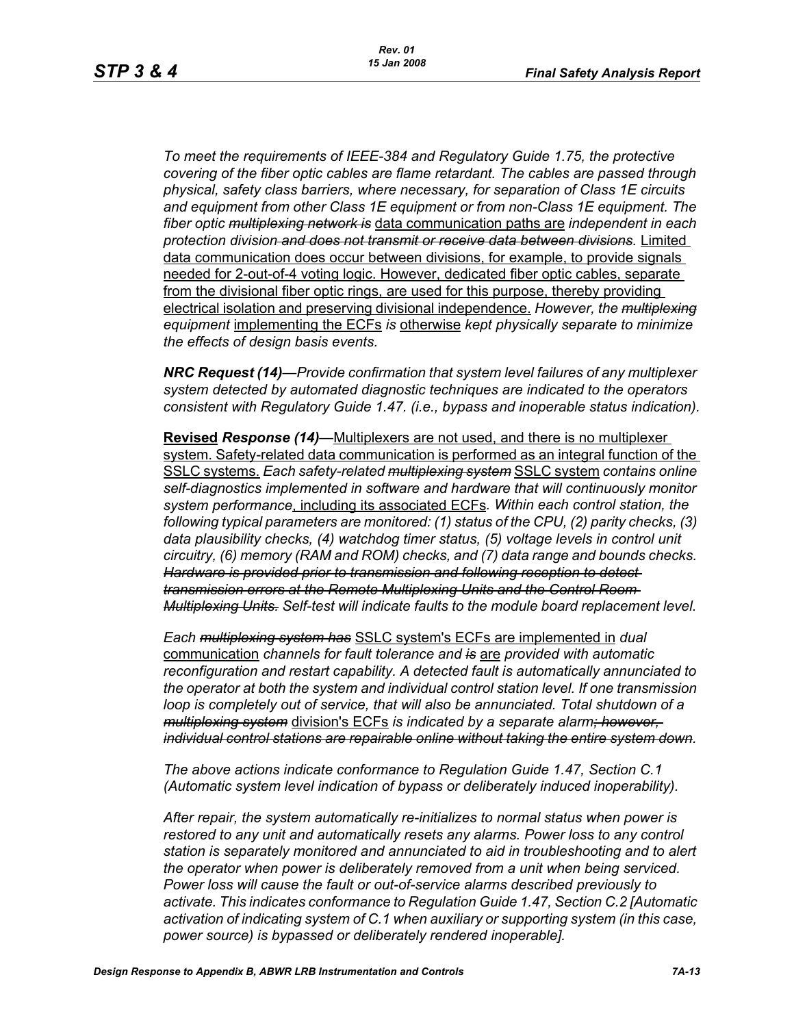*To meet the requirements of IEEE-384 and Regulatory Guide 1.75, the protective covering of the fiber optic cables are flame retardant. The cables are passed through physical, safety class barriers, where necessary, for separation of Class 1E circuits and equipment from other Class 1E equipment or from non-Class 1E equipment. The fiber optic* ~~*multiplexing network is*~~ <u>data communication paths are</u> *independent in each protection division* ~~*and does not transmit or receive data between divisions*~~*.* <u>Limited data communication does occur between divisions, for example, to provide signals needed for 2-out-of-4 voting logic. However, dedicated fiber optic cables, separate from the divisional fiber optic rings, are used for this purpose, thereby providing electrical isolation and preserving divisional independence.</u> *However, the* ~~*multiplexing*~~ *equipment* <u>implementing the ECFs</u> *is* <u>otherwise</u> *kept physically separate to minimize the effects of design basis events.*

***NRC Request (14)****—Provide confirmation that system level failures of any multiplexer system detected by automated diagnostic techniques are indicated to the operators consistent with Regulatory Guide 1.47. (i.e., bypass and inoperable status indication).*

<u>**Revised**</u> ***Response (14)***—<u>Multiplexers are not used, and there is no multiplexer system. Safety-related data communication is performed as an integral function of the SSLC systems.</u> *Each safety-related* ~~*multiplexing system*~~ <u>SSLC system</u> *contains online self-diagnostics implemented in software and hardware that will continuously monitor system performance*<u>, including its associated ECFs</u>*. Within each control station, the following typical parameters are monitored: (1) status of the CPU, (2) parity checks, (3) data plausibility checks, (4) watchdog timer status, (5) voltage levels in control unit circuitry, (6) memory (RAM and ROM) checks, and (7) data range and bounds checks.* ~~*Hardware is provided prior to transmission and following reception to detect transmission errors at the Remote Multiplexing Units and the Control Room Multiplexing Units.*~~ *Self-test will indicate faults to the module board replacement level.*

*Each* ~~*multiplexing system has*~~ <u>SSLC system's ECFs are implemented in</u> *dual* <u>communication</u> *channels for fault tolerance and* ~~*is*~~ <u>are</u> *provided with automatic reconfiguration and restart capability. A detected fault is automatically annunciated to the operator at both the system and individual control station level. If one transmission loop is completely out of service, that will also be annunciated. Total shutdown of a* ~~*multiplexing system*~~ <u>division's ECFs</u> *is indicated by a separate alarm*~~*; however, individual control stations are repairable online without taking the entire system down*~~*.*

*The above actions indicate conformance to Regulation Guide 1.47, Section C.1 (Automatic system level indication of bypass or deliberately induced inoperability).*

*After repair, the system automatically re-initializes to normal status when power is restored to any unit and automatically resets any alarms. Power loss to any control station is separately monitored and annunciated to aid in troubleshooting and to alert the operator when power is deliberately removed from a unit when being serviced. Power loss will cause the fault or out-of-service alarms described previously to activate. This indicates conformance to Regulation Guide 1.47, Section C.2 [Automatic activation of indicating system of C.1 when auxiliary or supporting system (in this case, power source) is bypassed or deliberately rendered inoperable].*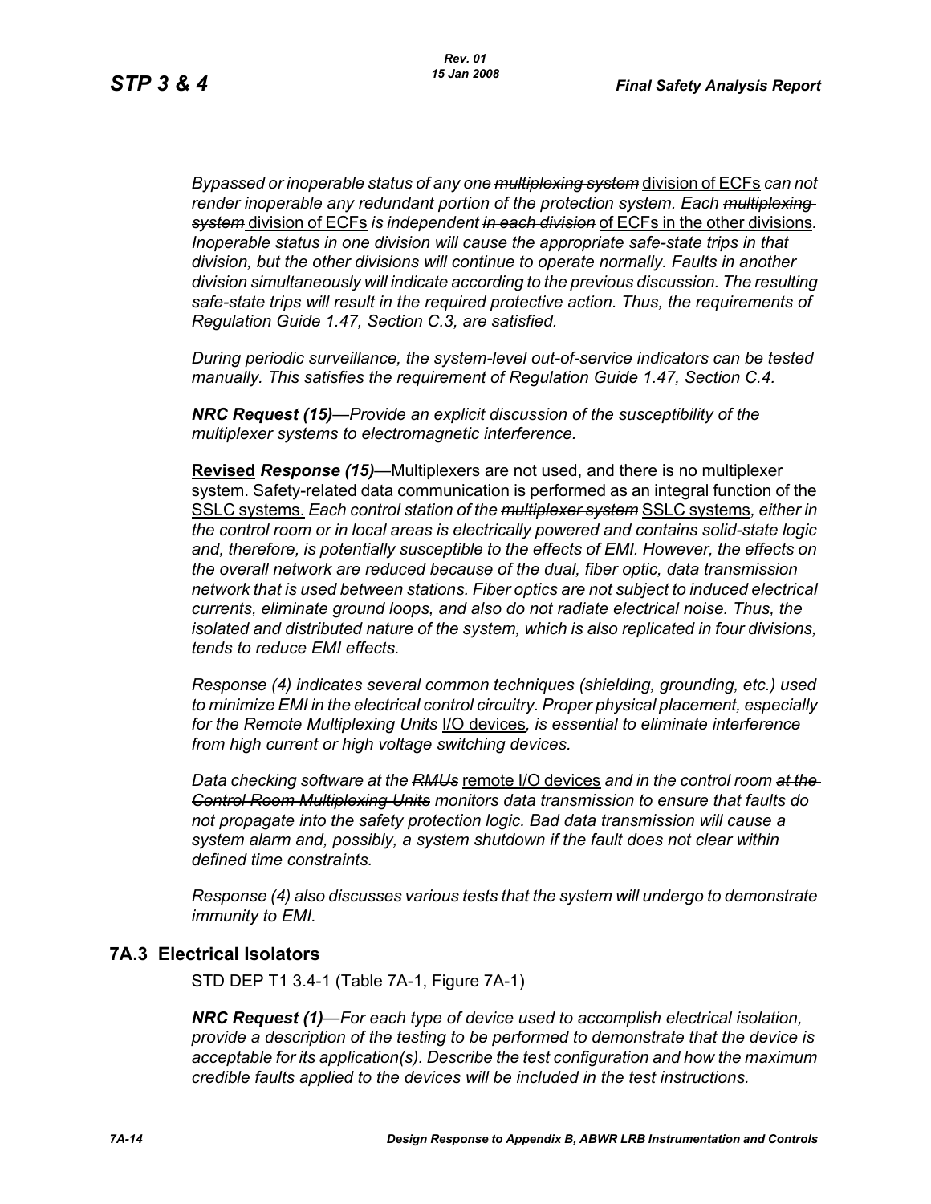*Bypassed or inoperable status of any one ~~multiplexing system~~* division of ECFs *can not render inoperable any redundant portion of the protection system. Each ~~multiplexing system~~* division of ECFs *is independent ~~in each division~~* of ECFs in the other divisions*. Inoperable status in one division will cause the appropriate safe-state trips in that division, but the other divisions will continue to operate normally. Faults in another division simultaneously will indicate according to the previous discussion. The resulting safe-state trips will result in the required protective action. Thus, the requirements of Regulation Guide 1.47, Section C.3, are satisfied.*

*During periodic surveillance, the system-level out-of-service indicators can be tested manually. This satisfies the requirement of Regulation Guide 1.47, Section C.4.*

***NRC Request (15)**—Provide an explicit discussion of the susceptibility of the multiplexer systems to electromagnetic interference.*

**Revised** ***Response (15)***—Multiplexers are not used, and there is no multiplexer system. Safety-related data communication is performed as an integral function of the SSLC systems. *Each control station of the ~~multiplexer system~~* SSLC systems*, either in the control room or in local areas is electrically powered and contains solid-state logic and, therefore, is potentially susceptible to the effects of EMI. However, the effects on the overall network are reduced because of the dual, fiber optic, data transmission network that is used between stations. Fiber optics are not subject to induced electrical currents, eliminate ground loops, and also do not radiate electrical noise. Thus, the isolated and distributed nature of the system, which is also replicated in four divisions, tends to reduce EMI effects.*

*Response (4) indicates several common techniques (shielding, grounding, etc.) used to minimize EMI in the electrical control circuitry. Proper physical placement, especially for the ~~Remote Multiplexing Units~~* I/O devices*, is essential to eliminate interference from high current or high voltage switching devices.*

*Data checking software at the ~~RMUs~~* remote I/O devices *and in the control room ~~at the Control Room Multiplexing Units~~ monitors data transmission to ensure that faults do not propagate into the safety protection logic. Bad data transmission will cause a system alarm and, possibly, a system shutdown if the fault does not clear within defined time constraints.*

*Response (4) also discusses various tests that the system will undergo to demonstrate immunity to EMI.*

## 7A.3 Electrical Isolators

STD DEP T1 3.4-1 (Table 7A-1, Figure 7A-1)

***NRC Request (1)**—For each type of device used to accomplish electrical isolation, provide a description of the testing to be performed to demonstrate that the device is acceptable for its application(s). Describe the test configuration and how the maximum credible faults applied to the devices will be included in the test instructions.*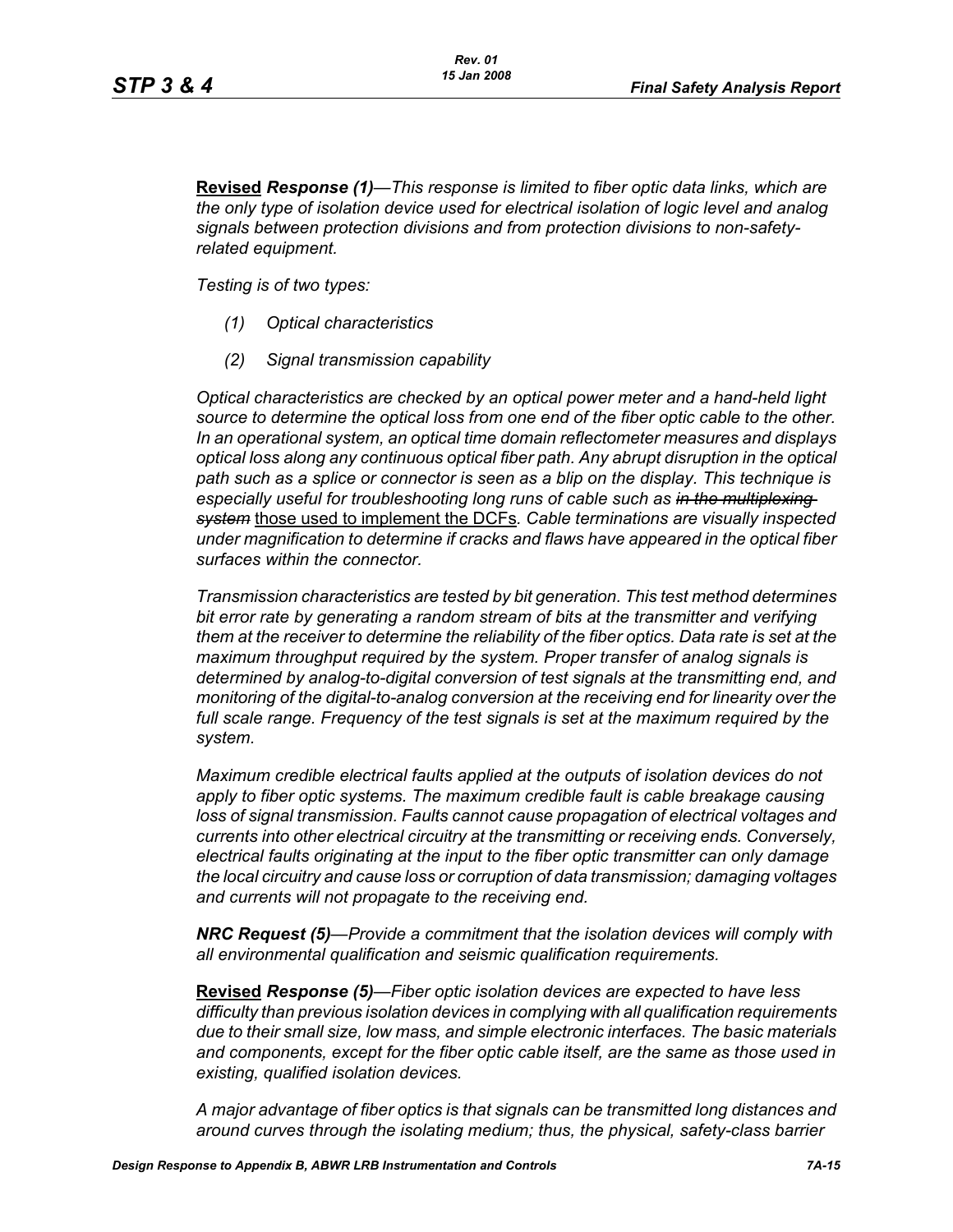**Revised** *Response (1)—This response is limited to fiber optic data links, which are the only type of isolation device used for electrical isolation of logic level and analog signals between protection divisions and from protection divisions to non-safety-related equipment.*

*Testing is of two types:*

*(1) Optical characteristics*

*(2) Signal transmission capability*

*Optical characteristics are checked by an optical power meter and a hand-held light source to determine the optical loss from one end of the fiber optic cable to the other. In an operational system, an optical time domain reflectometer measures and displays optical loss along any continuous optical fiber path. Any abrupt disruption in the optical path such as a splice or connector is seen as a blip on the display. This technique is especially useful for troubleshooting long runs of cable such as ~~in the multiplexing system~~* those used to implement the DCFs*. Cable terminations are visually inspected under magnification to determine if cracks and flaws have appeared in the optical fiber surfaces within the connector.*

*Transmission characteristics are tested by bit generation. This test method determines bit error rate by generating a random stream of bits at the transmitter and verifying them at the receiver to determine the reliability of the fiber optics. Data rate is set at the maximum throughput required by the system. Proper transfer of analog signals is determined by analog-to-digital conversion of test signals at the transmitting end, and monitoring of the digital-to-analog conversion at the receiving end for linearity over the full scale range. Frequency of the test signals is set at the maximum required by the system.*

*Maximum credible electrical faults applied at the outputs of isolation devices do not apply to fiber optic systems. The maximum credible fault is cable breakage causing loss of signal transmission. Faults cannot cause propagation of electrical voltages and currents into other electrical circuitry at the transmitting or receiving ends. Conversely, electrical faults originating at the input to the fiber optic transmitter can only damage the local circuitry and cause loss or corruption of data transmission; damaging voltages and currents will not propagate to the receiving end.*

***NRC Request (5)****—Provide a commitment that the isolation devices will comply with all environmental qualification and seismic qualification requirements.*

**Revised** *Response (5)—Fiber optic isolation devices are expected to have less difficulty than previous isolation devices in complying with all qualification requirements due to their small size, low mass, and simple electronic interfaces. The basic materials and components, except for the fiber optic cable itself, are the same as those used in existing, qualified isolation devices.*

*A major advantage of fiber optics is that signals can be transmitted long distances and around curves through the isolating medium; thus, the physical, safety-class barrier*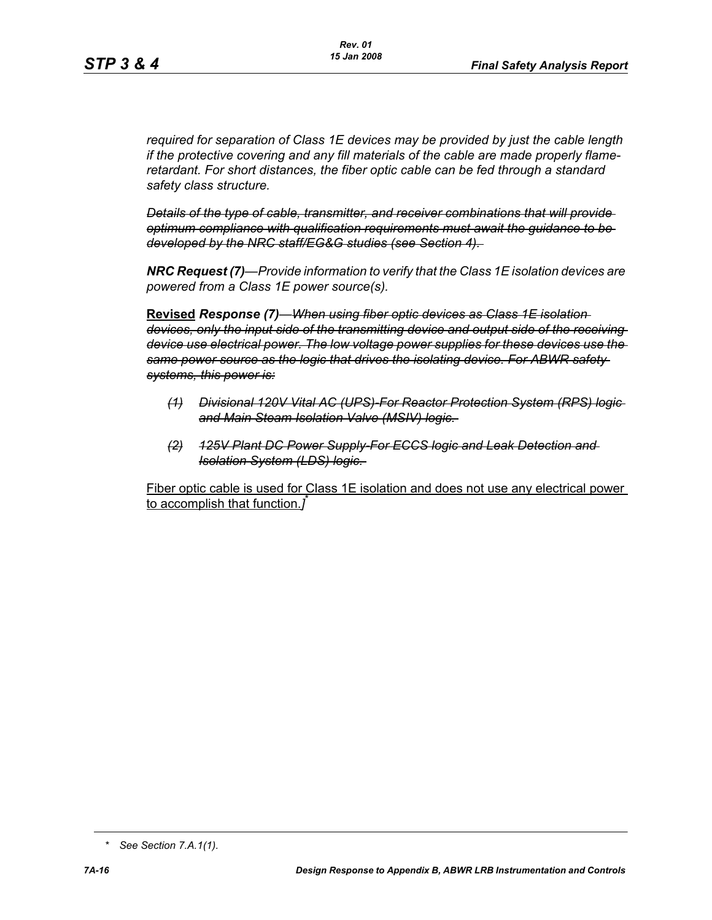*required for separation of Class 1E devices may be provided by just the cable length if the protective covering and any fill materials of the cable are made properly flame-retardant. For short distances, the fiber optic cable can be fed through a standard safety class structure.*

~~*Details of the type of cable, transmitter, and receiver combinations that will provide optimum compliance with qualification requirements must await the guidance to be developed by the NRC staff/EG&G studies (see Section 4).*~~

***NRC Request (7)***—*Provide information to verify that the Class 1E isolation devices are powered from a Class 1E power source(s).*

<u>**Revised**</u> ***Response (7)***~~*—When using fiber optic devices as Class 1E isolation devices, only the input side of the transmitting device and output side of the receiving device use electrical power. The low voltage power supplies for these devices use the same power source as the logic that drives the isolating device. For ABWR safety systems, this power is:*~~

- ~~*(1) Divisional 120V Vital AC (UPS)-For Reactor Protection System (RPS) logic and Main Steam Isolation Valve (MSIV) logic.*~~
- ~~*(2) 125V Plant DC Power Supply-For ECCS logic and Leak Detection and Isolation System (LDS) logic.*~~

<u>Fiber optic cable is used for Class 1E isolation and does not use any electrical power to accomplish that function.</u>*]* [*]

\* *See Section 7.A.1(1).*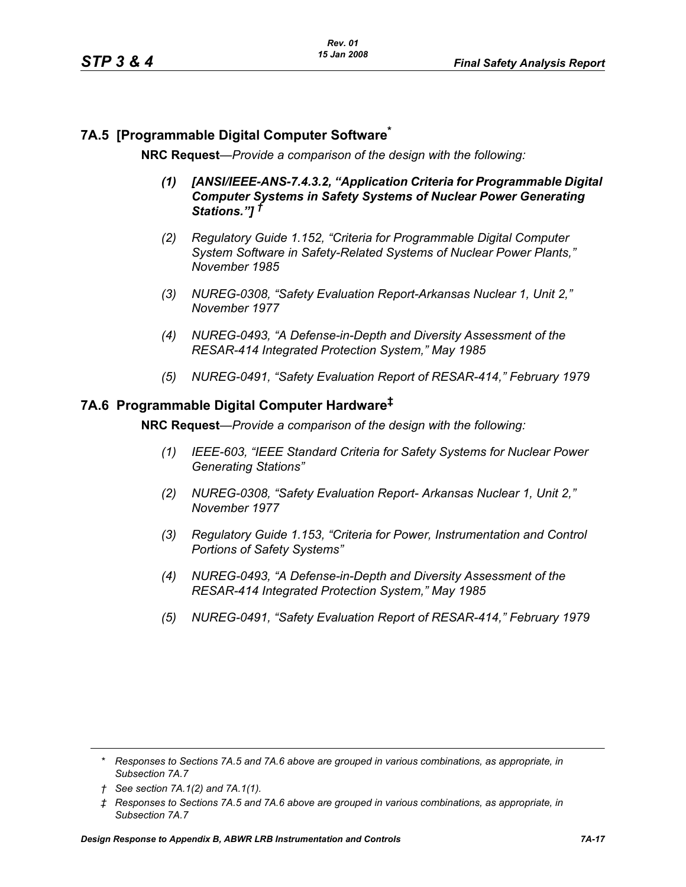## 7A.5 [Programmable Digital Computer Software*

**NRC Request**—*Provide a comparison of the design with the following:*

- ***(1) [ANSI/IEEE-ANS-7.4.3.2, "Application Criteria for Programmable Digital Computer Systems in Safety Systems of Nuclear Power Generating Stations."] †***
- *(2) Regulatory Guide 1.152, "Criteria for Programmable Digital Computer System Software in Safety-Related Systems of Nuclear Power Plants," November 1985*
- *(3) NUREG-0308, "Safety Evaluation Report-Arkansas Nuclear 1, Unit 2," November 1977*
- *(4) NUREG-0493, "A Defense-in-Depth and Diversity Assessment of the RESAR-414 Integrated Protection System," May 1985*
- *(5) NUREG-0491, "Safety Evaluation Report of RESAR-414," February 1979*

## 7A.6 Programmable Digital Computer Hardware‡

**NRC Request**—*Provide a comparison of the design with the following:*

- *(1) IEEE-603, "IEEE Standard Criteria for Safety Systems for Nuclear Power Generating Stations"*
- *(2) NUREG-0308, "Safety Evaluation Report- Arkansas Nuclear 1, Unit 2," November 1977*
- *(3) Regulatory Guide 1.153, "Criteria for Power, Instrumentation and Control Portions of Safety Systems"*
- *(4) NUREG-0493, "A Defense-in-Depth and Diversity Assessment of the RESAR-414 Integrated Protection System," May 1985*
- *(5) NUREG-0491, "Safety Evaluation Report of RESAR-414," February 1979*

---

*\* Responses to Sections 7A.5 and 7A.6 above are grouped in various combinations, as appropriate, in Subsection 7A.7*

*† See section 7A.1(2) and 7A.1(1).*

*‡ Responses to Sections 7A.5 and 7A.6 above are grouped in various combinations, as appropriate, in Subsection 7A.7*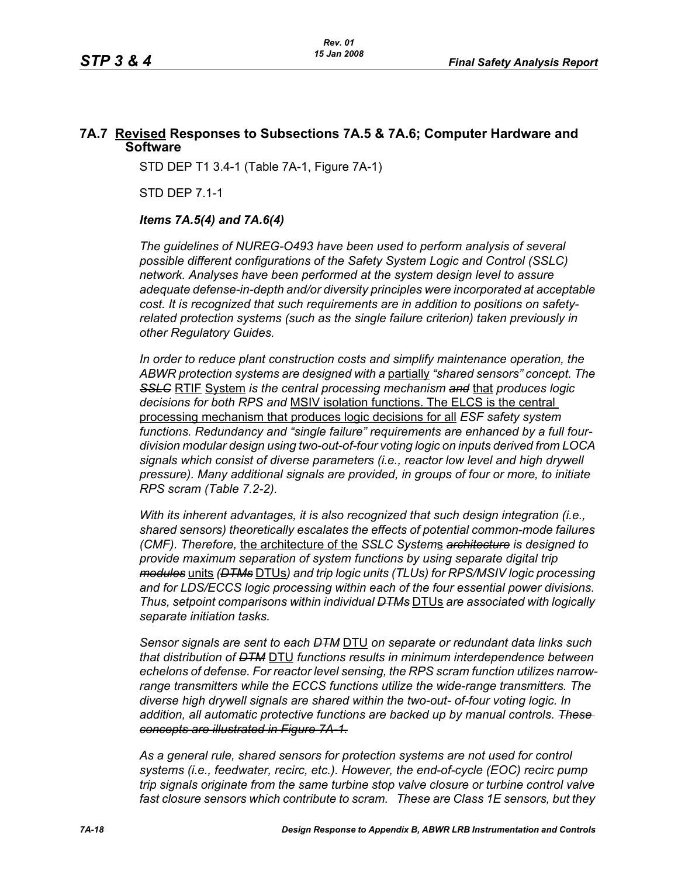## 7A.7 Revised Responses to Subsections 7A.5 & 7A.6; Computer Hardware and Software

STD DEP T1 3.4-1 (Table 7A-1, Figure 7A-1)

STD DEP 7.1-1

***Items 7A.5(4) and 7A.6(4)***

*The guidelines of NUREG-O493 have been used to perform analysis of several possible different configurations of the Safety System Logic and Control (SSLC) network. Analyses have been performed at the system design level to assure adequate defense-in-depth and/or diversity principles were incorporated at acceptable cost. It is recognized that such requirements are in addition to positions on safety-related protection systems (such as the single failure criterion) taken previously in other Regulatory Guides.*

*In order to reduce plant construction costs and simplify maintenance operation, the ABWR protection systems are designed with a* partially *"shared sensors" concept. The* ~~*SSLC*~~ RTIF System *is the central processing mechanism* ~~*and*~~ that *produces logic decisions for both RPS and* MSIV isolation functions. The ELCS is the central processing mechanism that produces logic decisions for all *ESF safety system functions. Redundancy and "single failure" requirements are enhanced by a full four-division modular design using two-out-of-four voting logic on inputs derived from LOCA signals which consist of diverse parameters (i.e., reactor low level and high drywell pressure). Many additional signals are provided, in groups of four or more, to initiate RPS scram (Table 7.2-2).*

*With its inherent advantages, it is also recognized that such design integration (i.e., shared sensors) theoretically escalates the effects of potential common-mode failures (CMF). Therefore,* the architecture of the *SSLC System*s ~~*architecture*~~ *is designed to provide maximum separation of system functions by using separate digital trip* ~~*modules*~~ units *(*~~*DTMs*~~ DTUs*) and trip logic units (TLUs) for RPS/MSIV logic processing and for LDS/ECCS logic processing within each of the four essential power divisions. Thus, setpoint comparisons within individual* ~~*DTMs*~~ DTUs *are associated with logically separate initiation tasks.*

*Sensor signals are sent to each* ~~*DTM*~~ DTU *on separate or redundant data links such that distribution of* ~~*DTM*~~ DTU *functions results in minimum interdependence between echelons of defense. For reactor level sensing, the RPS scram function utilizes narrow-range transmitters while the ECCS functions utilize the wide-range transmitters. The diverse high drywell signals are shared within the two-out- of-four voting logic. In addition, all automatic protective functions are backed up by manual controls.* ~~*These concepts are illustrated in Figure 7A-1.*~~

*As a general rule, shared sensors for protection systems are not used for control systems (i.e., feedwater, recirc, etc.). However, the end-of-cycle (EOC) recirc pump trip signals originate from the same turbine stop valve closure or turbine control valve fast closure sensors which contribute to scram. These are Class 1E sensors, but they*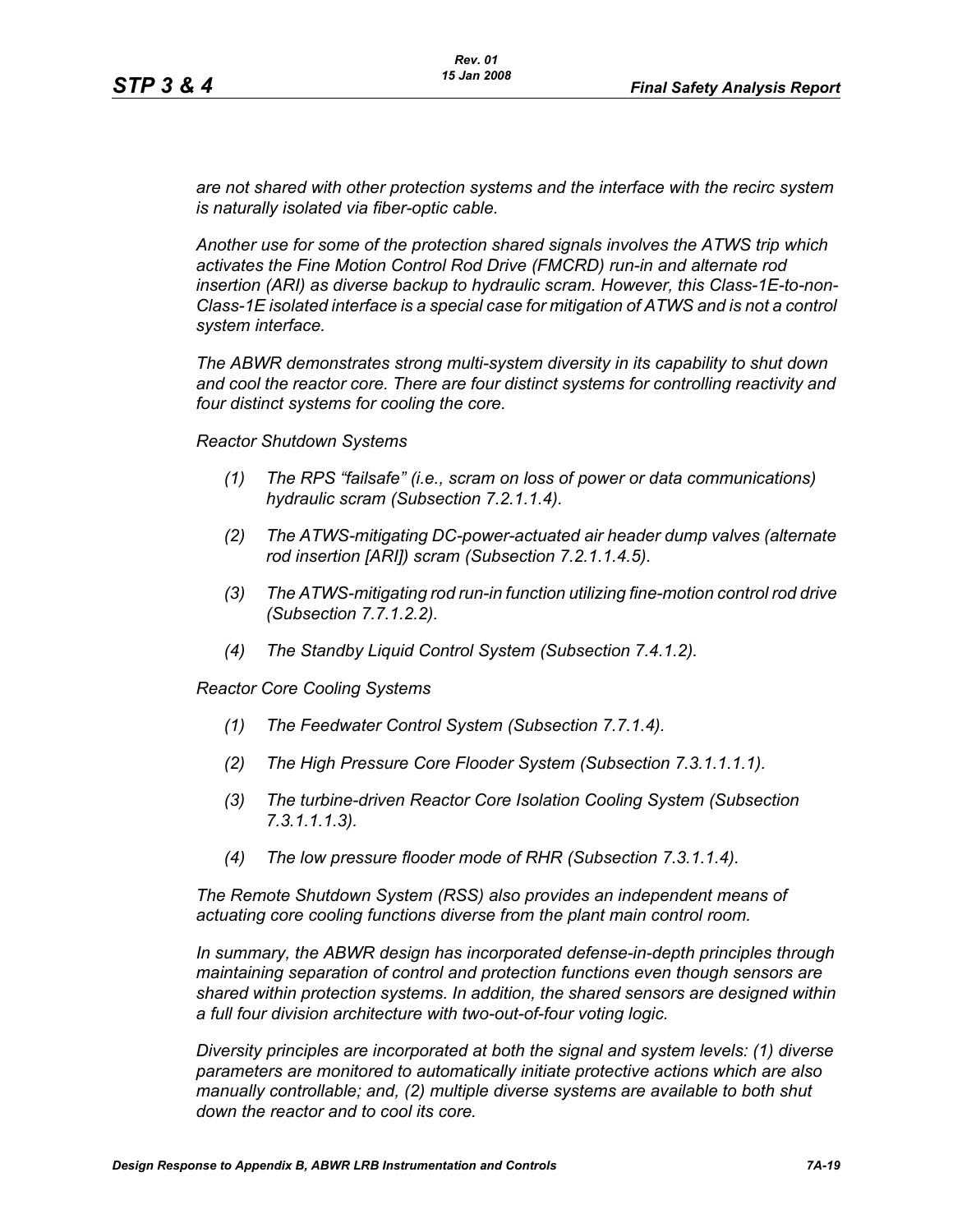*are not shared with other protection systems and the interface with the recirc system is naturally isolated via fiber-optic cable.*

*Another use for some of the protection shared signals involves the ATWS trip which activates the Fine Motion Control Rod Drive (FMCRD) run-in and alternate rod insertion (ARI) as diverse backup to hydraulic scram. However, this Class-1E-to-non-Class-1E isolated interface is a special case for mitigation of ATWS and is not a control system interface.*

*The ABWR demonstrates strong multi-system diversity in its capability to shut down and cool the reactor core. There are four distinct systems for controlling reactivity and four distinct systems for cooling the core.*

*Reactor Shutdown Systems*

- *(1) The RPS "failsafe" (i.e., scram on loss of power or data communications) hydraulic scram (Subsection 7.2.1.1.4).*
- *(2) The ATWS-mitigating DC-power-actuated air header dump valves (alternate rod insertion [ARI]) scram (Subsection 7.2.1.1.4.5).*
- *(3) The ATWS-mitigating rod run-in function utilizing fine-motion control rod drive (Subsection 7.7.1.2.2).*
- *(4) The Standby Liquid Control System (Subsection 7.4.1.2).*

*Reactor Core Cooling Systems*

- *(1) The Feedwater Control System (Subsection 7.7.1.4).*
- *(2) The High Pressure Core Flooder System (Subsection 7.3.1.1.1.1).*
- *(3) The turbine-driven Reactor Core Isolation Cooling System (Subsection 7.3.1.1.1.3).*
- *(4) The low pressure flooder mode of RHR (Subsection 7.3.1.1.4).*

*The Remote Shutdown System (RSS) also provides an independent means of actuating core cooling functions diverse from the plant main control room.*

*In summary, the ABWR design has incorporated defense-in-depth principles through maintaining separation of control and protection functions even though sensors are shared within protection systems. In addition, the shared sensors are designed within a full four division architecture with two-out-of-four voting logic.*

*Diversity principles are incorporated at both the signal and system levels: (1) diverse parameters are monitored to automatically initiate protective actions which are also manually controllable; and, (2) multiple diverse systems are available to both shut down the reactor and to cool its core.*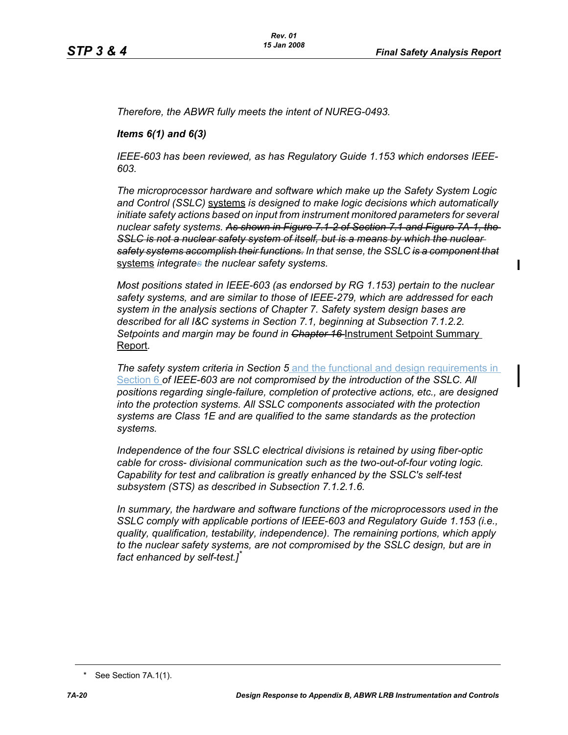*Therefore, the ABWR fully meets the intent of NUREG-0493.*

***Items 6(1) and 6(3)***

*IEEE-603 has been reviewed, as has Regulatory Guide 1.153 which endorses IEEE-603.*

*The microprocessor hardware and software which make up the Safety System Logic and Control (SSLC)* systems *is designed to make logic decisions which automatically initiate safety actions based on input from instrument monitored parameters for several nuclear safety systems.* ~~*As shown in Figure 7.1-2 of Section 7.1 and Figure 7A-1, the SSLC is not a nuclear safety system of itself, but is a means by which the nuclear safety systems accomplish their functions.*~~ *In that sense, the SSLC* ~~*is a component that*~~ systems *integrate*~~*s*~~ *the nuclear safety systems.*

*Most positions stated in IEEE-603 (as endorsed by RG 1.153) pertain to the nuclear safety systems, and are similar to those of IEEE-279, which are addressed for each system in the analysis sections of Chapter 7. Safety system design bases are described for all I&C systems in Section 7.1, beginning at Subsection 7.1.2.2. Setpoints and margin may be found in* ~~*Chapter 16*~~ Instrument Setpoint Summary Report*.*

*The safety system criteria in Section 5* and the functional and design requirements in Section 6 *of IEEE-603 are not compromised by the introduction of the SSLC. All positions regarding single-failure, completion of protective actions, etc., are designed into the protection systems. All SSLC components associated with the protection systems are Class 1E and are qualified to the same standards as the protection systems.*

*Independence of the four SSLC electrical divisions is retained by using fiber-optic cable for cross- divisional communication such as the two-out-of-four voting logic. Capability for test and calibration is greatly enhanced by the SSLC's self-test subsystem (STS) as described in Subsection 7.1.2.1.6.*

*In summary, the hardware and software functions of the microprocessors used in the SSLC comply with applicable portions of IEEE-603 and Regulatory Guide 1.153 (i.e., quality, qualification, testability, independence). The remaining portions, which apply to the nuclear safety systems, are not compromised by the SSLC design, but are in fact enhanced by self-test.]*[*]

\* See Section 7A.1(1).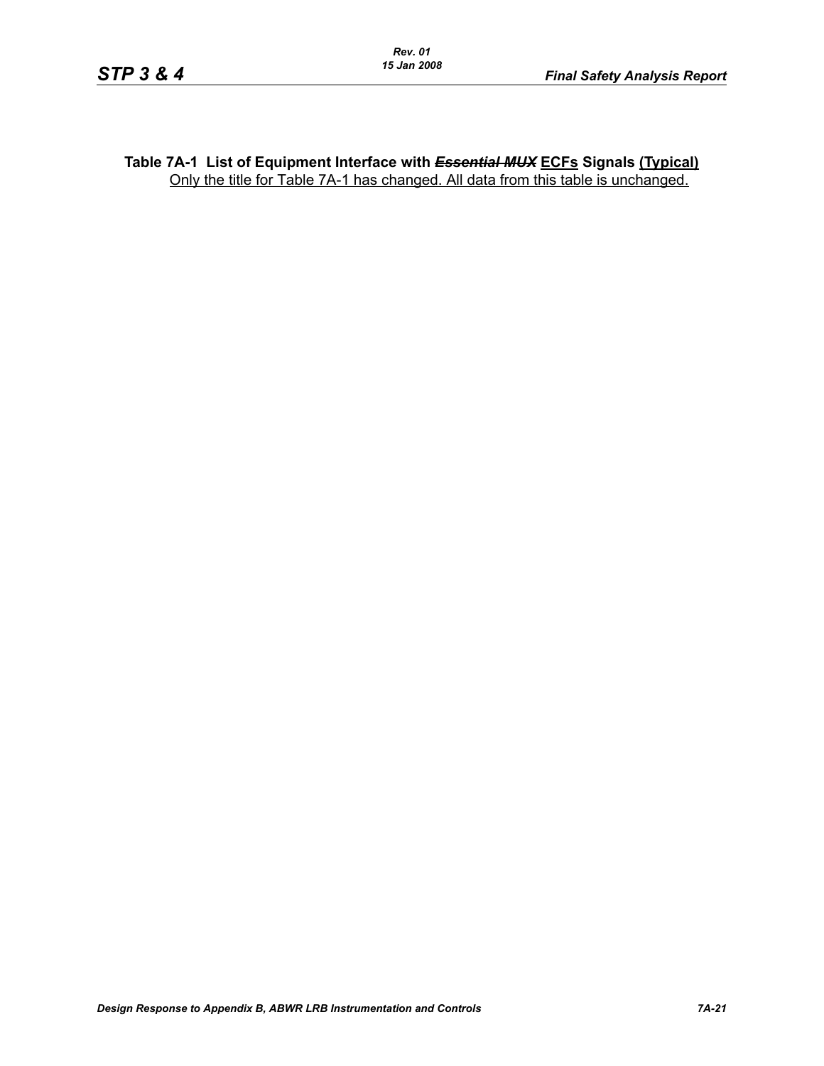**Table 7A-1  List of Equipment Interface with ~~*Essential MUX*~~ ECFs Signals (Typical)**

Only the title for Table 7A-1 has changed. All data from this table is unchanged.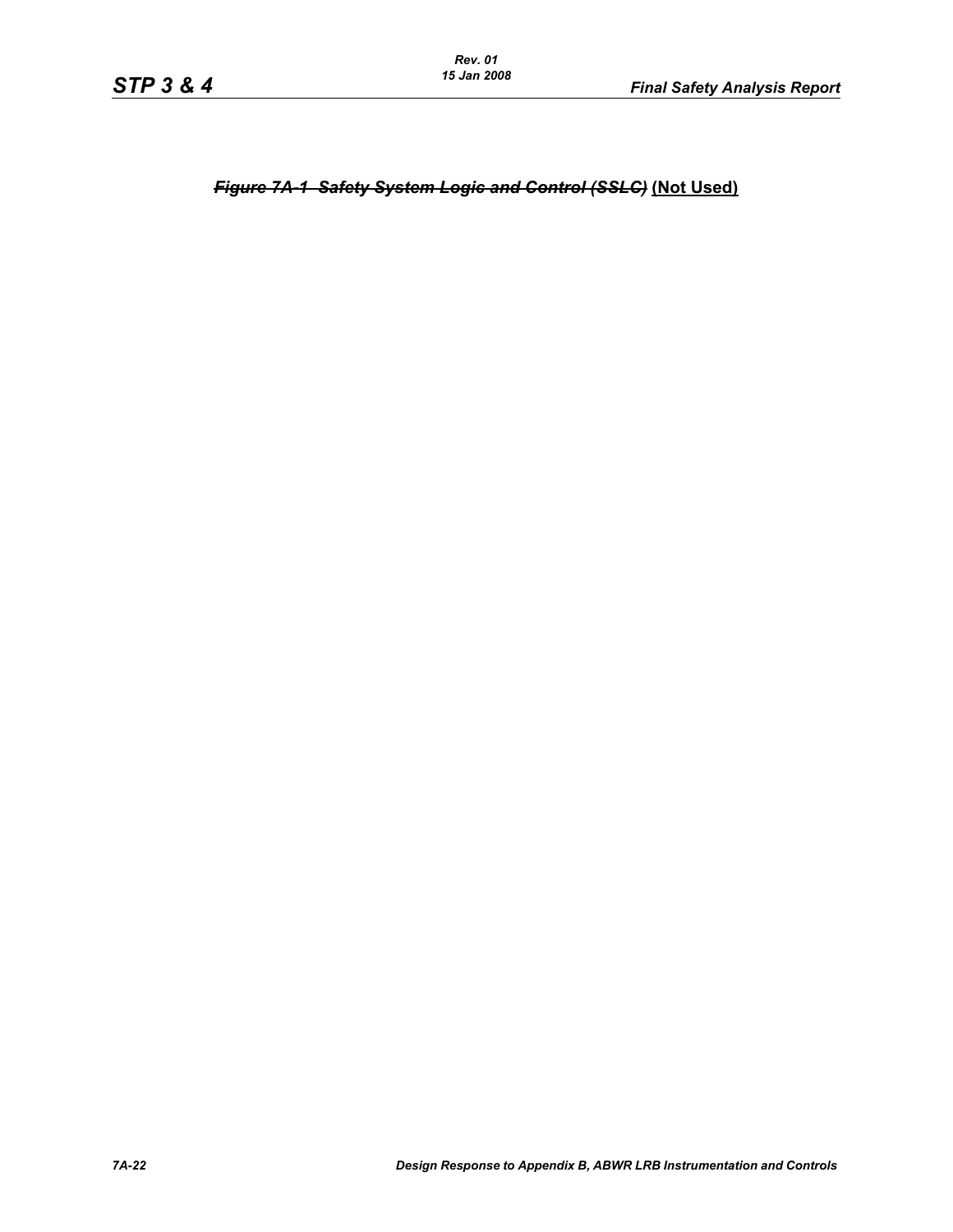***~~Figure 7A-1 Safety System Logic and Control (SSLC)~~*** **(Not Used)**